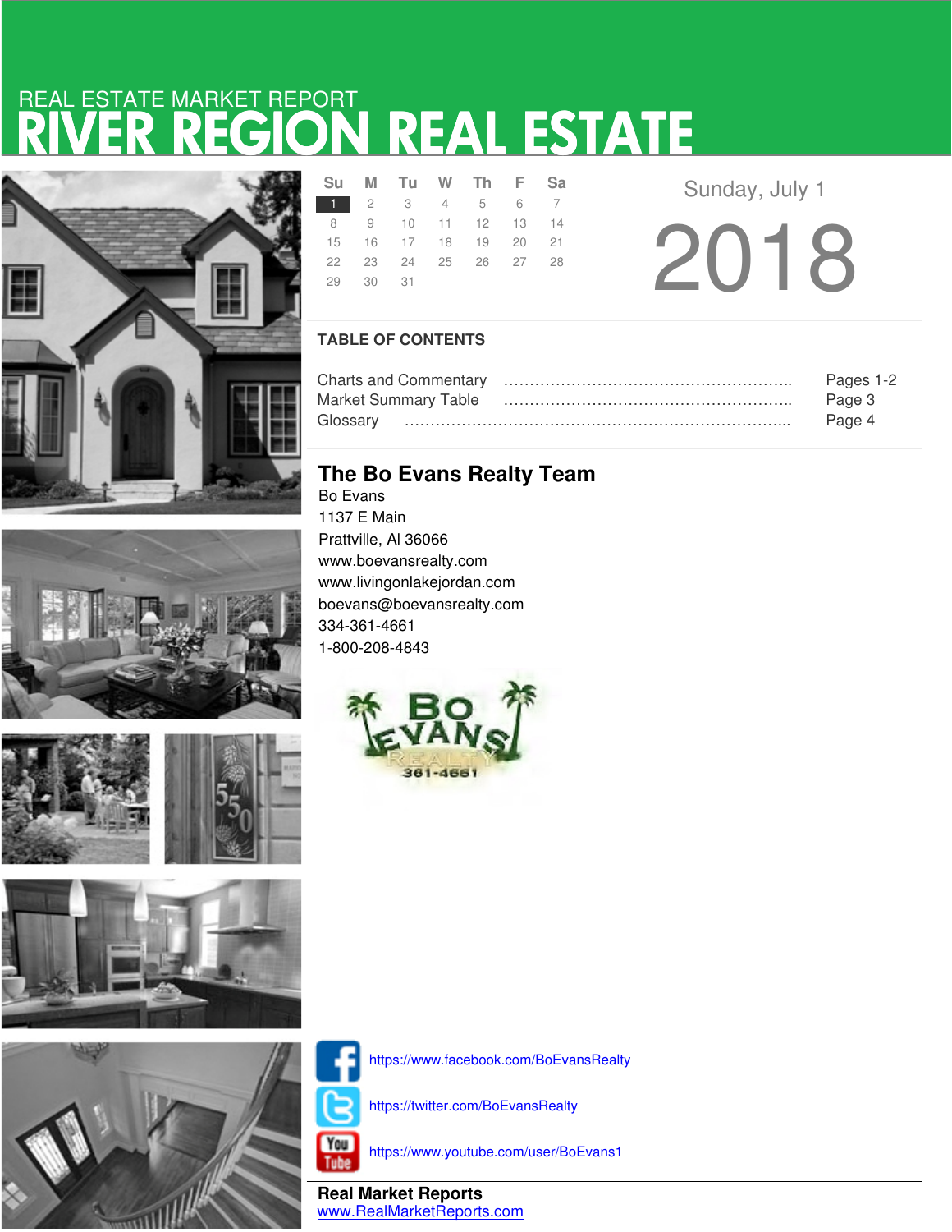REAL ESTATE MARKET REPORT

# RIVER REGION REAL ESTATE

| Su | M | Tu | W | Th | F | Sa |
|---|---|---|---|---|---|---|
| 1 | 2 | 3 | 4 | 5 | 6 | 7 |
| 8 | 9 | 10 | 11 | 12 | 13 | 14 |
| 15 | 16 | 17 | 18 | 19 | 20 | 21 |
| 22 | 23 | 24 | 25 | 26 | 27 | 28 |
| 29 | 30 | 31 | | | | |

Sunday, July 1

2018

## TABLE OF CONTENTS

| | |
|---|---|
| Charts and Commentary | Pages 1-2 |
| Market Summary Table | Page 3 |
| Glossary | Page 4 |

## The Bo Evans Realty Team

Bo Evans
1137 E Main
Prattville, Al 36066
www.boevansrealty.com
www.livingonlakejordan.com
boevans@boevansrealty.com
334-361-4661
1-800-208-4843

BO EVANS REALTY 361-4661

https://www.facebook.com/BoEvansRealty

https://twitter.com/BoEvansRealty

https://www.youtube.com/user/BoEvans1

**Real Market Reports**
www.RealMarketReports.com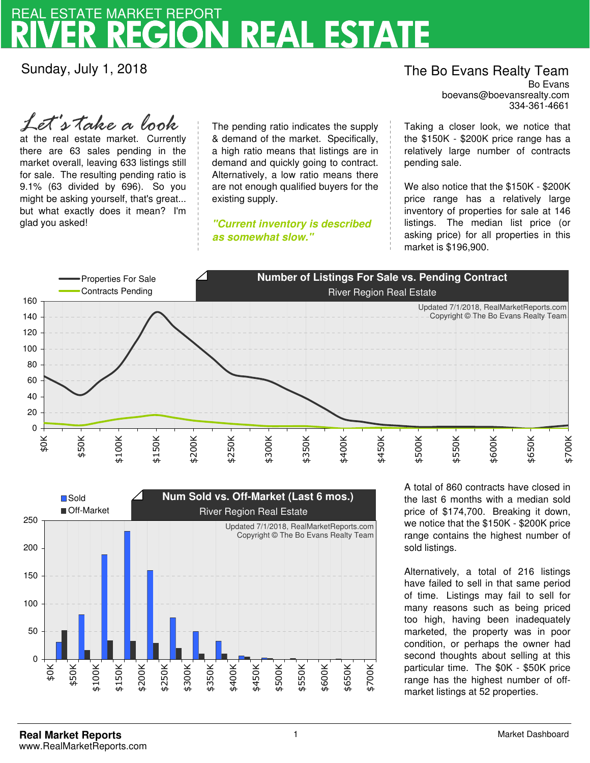REAL ESTATE MARKET REPORT

# RIVER REGION REAL ESTATE

Sunday, July 1, 2018

**The Bo Evans Realty Team**
Bo Evans
boevans@boevansrealty.com
334-361-4661

*Let's take a look* at the real estate market. Currently there are 63 sales pending in the market overall, leaving 633 listings still for sale. The resulting pending ratio is 9.1% (63 divided by 696). So you might be asking yourself, that's great... but what exactly does it mean? I'm glad you asked!

The pending ratio indicates the supply & demand of the market. Specifically, a high ratio means that listings are in demand and quickly going to contract. Alternatively, a low ratio means there are not enough qualified buyers for the existing supply.

***"Current inventory is described as somewhat slow."***

Taking a closer look, we notice that the $150K - $200K price range has a relatively large number of contracts pending sale.

We also notice that the $150K - $200K price range has a relatively large inventory of properties for sale at 146 listings. The median list price (or asking price) for all properties in this market is $196,900.

**Number of Listings For Sale vs. Pending Contract**
River Region Real Estate

Properties For Sale
Contracts Pending

Updated 7/1/2018, RealMarketReports.com
Copyright © The Bo Evans Realty Team

**Num Sold vs. Off-Market (Last 6 mos.)**
River Region Real Estate

Sold
Off-Market

Updated 7/1/2018, RealMarketReports.com
Copyright © The Bo Evans Realty Team

A total of 860 contracts have closed in the last 6 months with a median sold price of $174,700. Breaking it down, we notice that the $150K - $200K price range contains the highest number of sold listings.

Alternatively, a total of 216 listings have failed to sell in that same period of time. Listings may fail to sell for many reasons such as being priced too high, having been inadequately marketed, the property was in poor condition, or perhaps the owner had second thoughts about selling at this particular time. The $0K - $50K price range has the highest number of off-market listings at 52 properties.

**Real Market Reports**
www.RealMarketReports.com

Market Dashboard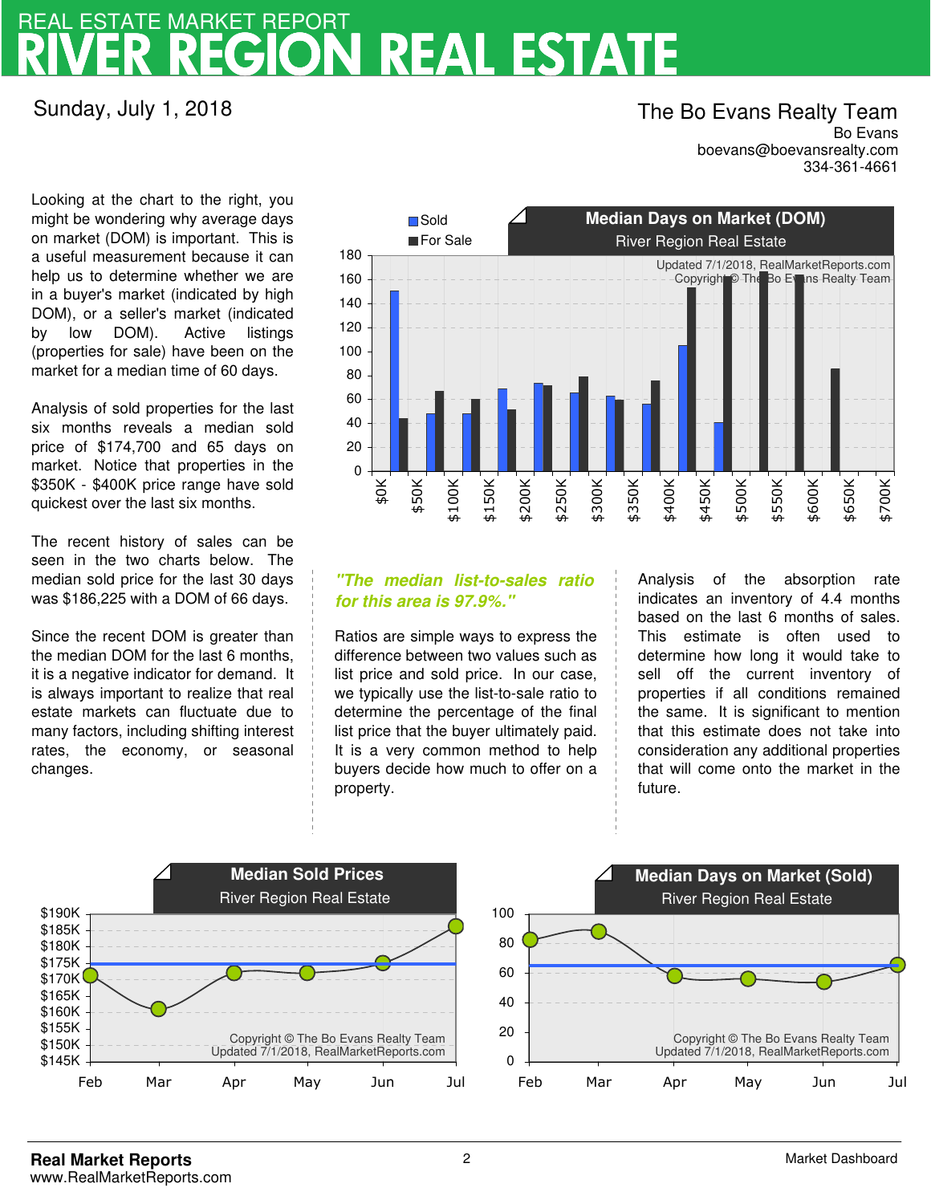# REAL ESTATE MARKET REPORT
# RIVER REGION REAL ESTATE

Sunday, July 1, 2018

**The Bo Evans Realty Team**
Bo Evans
boevans@boevansrealty.com
334-361-4661

Looking at the chart to the right, you might be wondering why average days on market (DOM) is important. This is a useful measurement because it can help us to determine whether we are in a buyer's market (indicated by high DOM), or a seller's market (indicated by low DOM). Active listings (properties for sale) have been on the market for a median time of 60 days.

Analysis of sold properties for the last six months reveals a median sold price of $174,700 and 65 days on market. Notice that properties in the $350K - $400K price range have sold quickest over the last six months.

The recent history of sales can be seen in the two charts below. The median sold price for the last 30 days was $186,225 with a DOM of 66 days.

Since the recent DOM is greater than the median DOM for the last 6 months, it is a negative indicator for demand. It is always important to realize that real estate markets can fluctuate due to many factors, including shifting interest rates, the economy, or seasonal changes.

**Median Days on Market (DOM)**
River Region Real Estate

Updated 7/1/2018, RealMarketReports.com
Copyright © The Bo Evans Realty Team

***"The median list-to-sales ratio for this area is 97.9%."***

Ratios are simple ways to express the difference between two values such as list price and sold price. In our case, we typically use the list-to-sale ratio to determine the percentage of the final list price that the buyer ultimately paid. It is a very common method to help buyers decide how much to offer on a property.

Analysis of the absorption rate indicates an inventory of 4.4 months based on the last 6 months of sales. This estimate is often used to determine how long it would take to sell off the current inventory of properties if all conditions remained the same. It is significant to mention that this estimate does not take into consideration any additional properties that will come onto the market in the future.

**Median Sold Prices**
River Region Real Estate

Copyright © The Bo Evans Realty Team
Updated 7/1/2018, RealMarketReports.com

**Median Days on Market (Sold)**
River Region Real Estate

Copyright © The Bo Evans Realty Team
Updated 7/1/2018, RealMarketReports.com

**Real Market Reports**
www.RealMarketReports.com

Market Dashboard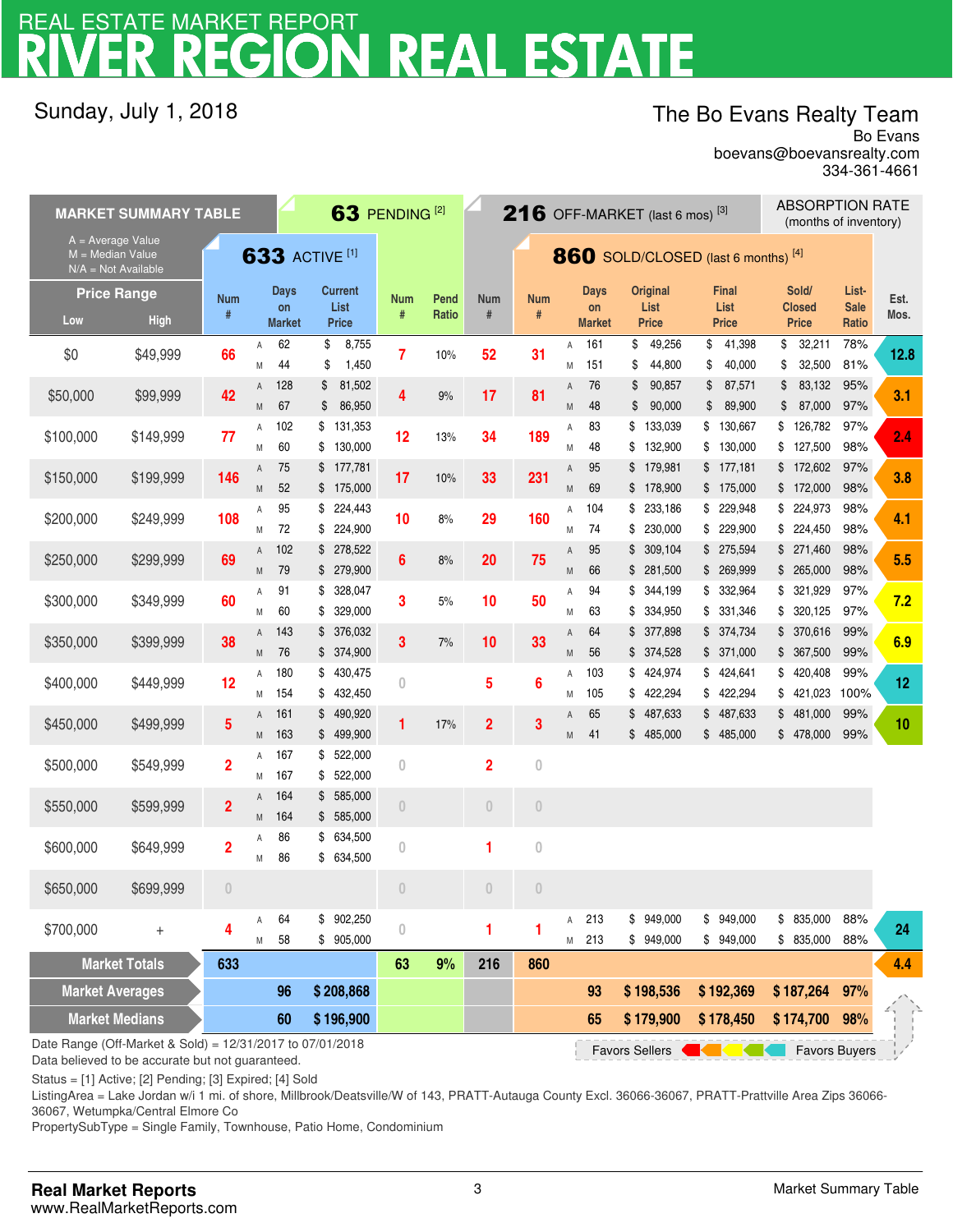# REAL ESTATE MARKET REPORT
# RIVER REGION REAL ESTATE

Sunday, July 1, 2018

The Bo Evans Realty Team
Bo Evans
boevans@boevansrealty.com
334-361-4661

## MARKET SUMMARY TABLE

A = Average Value
M = Median Value
N/A = Not Available

| Price Range Low | Price Range High | 633 ACTIVE [1] Num # | | Days on Market | Current List Price | 63 PENDING [2] Num # | Pend Ratio | 216 OFF-MARKET (last 6 mos) [3] Num # | 860 SOLD/CLOSED (last 6 months) [4] Num # | | Days on Market | Original List Price | Final List Price | Sold/Closed Price | List-Sale Ratio | ABSORPTION RATE (months of inventory) Est. Mos. |
|---|---|---|---|---|---|---|---|---|---|---|---|---|---|---|---|---|
| $0 | $49,999 | 66 | A | 62 | $ 8,755 | 7 | 10% | 52 | 31 | A | 161 | $ 49,256 | $ 41,398 | $ 32,211 | 78% | 12.8 |
| | | | M | 44 | $ 1,450 | | | | | M | 151 | $ 44,800 | $ 40,000 | $ 32,500 | 81% | |
| $50,000 | $99,999 | 42 | A | 128 | $ 81,502 | 4 | 9% | 17 | 81 | A | 76 | $ 90,857 | $ 87,571 | $ 83,132 | 95% | 3.1 |
| | | | M | 67 | $ 86,950 | | | | | M | 48 | $ 90,000 | $ 89,900 | $ 87,000 | 97% | |
| $100,000 | $149,999 | 77 | A | 102 | $ 131,353 | 12 | 13% | 34 | 189 | A | 83 | $ 133,039 | $ 130,667 | $ 126,782 | 97% | 2.4 |
| | | | M | 60 | $ 130,000 | | | | | M | 48 | $ 132,900 | $ 130,000 | $ 127,500 | 98% | |
| $150,000 | $199,999 | 146 | A | 75 | $ 177,781 | 17 | 10% | 33 | 231 | A | 95 | $ 179,981 | $ 177,181 | $ 172,602 | 97% | 3.8 |
| | | | M | 52 | $ 175,000 | | | | | M | 69 | $ 178,900 | $ 175,000 | $ 172,000 | 98% | |
| $200,000 | $249,999 | 108 | A | 95 | $ 224,443 | 10 | 8% | 29 | 160 | A | 104 | $ 233,186 | $ 229,948 | $ 224,973 | 98% | 4.1 |
| | | | M | 72 | $ 224,900 | | | | | M | 74 | $ 230,000 | $ 229,900 | $ 224,450 | 98% | |
| $250,000 | $299,999 | 69 | A | 102 | $ 278,522 | 6 | 8% | 20 | 75 | A | 95 | $ 309,104 | $ 275,594 | $ 271,460 | 98% | 5.5 |
| | | | M | 79 | $ 279,900 | | | | | M | 66 | $ 281,500 | $ 269,999 | $ 265,000 | 98% | |
| $300,000 | $349,999 | 60 | A | 91 | $ 328,047 | 3 | 5% | 10 | 50 | A | 94 | $ 344,199 | $ 332,964 | $ 321,929 | 97% | 7.2 |
| | | | M | 60 | $ 329,000 | | | | | M | 63 | $ 334,950 | $ 331,346 | $ 320,125 | 97% | |
| $350,000 | $399,999 | 38 | A | 143 | $ 376,032 | 3 | 7% | 10 | 33 | A | 64 | $ 377,898 | $ 374,734 | $ 370,616 | 99% | 6.9 |
| | | | M | 76 | $ 374,900 | | | | | M | 56 | $ 374,528 | $ 371,000 | $ 367,500 | 99% | |
| $400,000 | $449,999 | 12 | A | 180 | $ 430,475 | 0 | | 5 | 6 | A | 103 | $ 424,974 | $ 424,641 | $ 420,408 | 99% | 12 |
| | | | M | 154 | $ 432,450 | | | | | M | 105 | $ 422,294 | $ 422,294 | $ 421,023 | 100% | |
| $450,000 | $499,999 | 5 | A | 161 | $ 490,920 | 1 | 17% | 2 | 3 | A | 65 | $ 487,633 | $ 487,633 | $ 481,000 | 99% | 10 |
| | | | M | 163 | $ 499,900 | | | | | M | 41 | $ 485,000 | $ 485,000 | $ 478,000 | 99% | |
| $500,000 | $549,999 | 2 | A | 167 | $ 522,000 | 0 | | 2 | 0 | | | | | | | |
| | | | M | 167 | $ 522,000 | | | | | | | | | | | |
| $550,000 | $599,999 | 2 | A | 164 | $ 585,000 | 0 | | 0 | 0 | | | | | | | |
| | | | M | 164 | $ 585,000 | | | | | | | | | | | |
| $600,000 | $649,999 | 2 | A | 86 | $ 634,500 | 0 | | 1 | 0 | | | | | | | |
| | | | M | 86 | $ 634,500 | | | | | | | | | | | |
| $650,000 | $699,999 | 0 | | | | 0 | | 0 | 0 | | | | | | | |
| $700,000 | + | 4 | A | 64 | $ 902,250 | 0 | | 1 | 1 | A | 213 | $ 949,000 | $ 949,000 | $ 835,000 | 88% | 24 |
| | | | M | 58 | $ 905,000 | | | | | M | 213 | $ 949,000 | $ 949,000 | $ 835,000 | 88% | |
| **Market Totals** | | **633** | | | | **63** | **9%** | **216** | **860** | | | | | | | **4.4** |
| **Market Averages** | | | | **96** | **$ 208,868** | | | | | | **93** | **$ 198,536** | **$ 192,369** | **$ 187,264** | **97%** | |
| **Market Medians** | | | | **60** | **$ 196,900** | | | | | | **65** | **$ 179,900** | **$ 178,450** | **$ 174,700** | **98%** | |

Favors Sellers ← → Favors Buyers

Date Range (Off-Market & Sold) = 12/31/2017 to 07/01/2018
Data believed to be accurate but not guaranteed.

Status = [1] Active; [2] Pending; [3] Expired; [4] Sold
ListingArea = Lake Jordan w/i 1 mi. of shore, Millbrook/Deatsville/W of 143, PRATT-Autauga County Excl. 36066-36067, PRATT-Prattville Area Zips 36066-36067, Wetumpka/Central Elmore Co
PropertySubType = Single Family, Townhouse, Patio Home, Condominium

**Real Market Reports**
www.RealMarketReports.com

Market Summary Table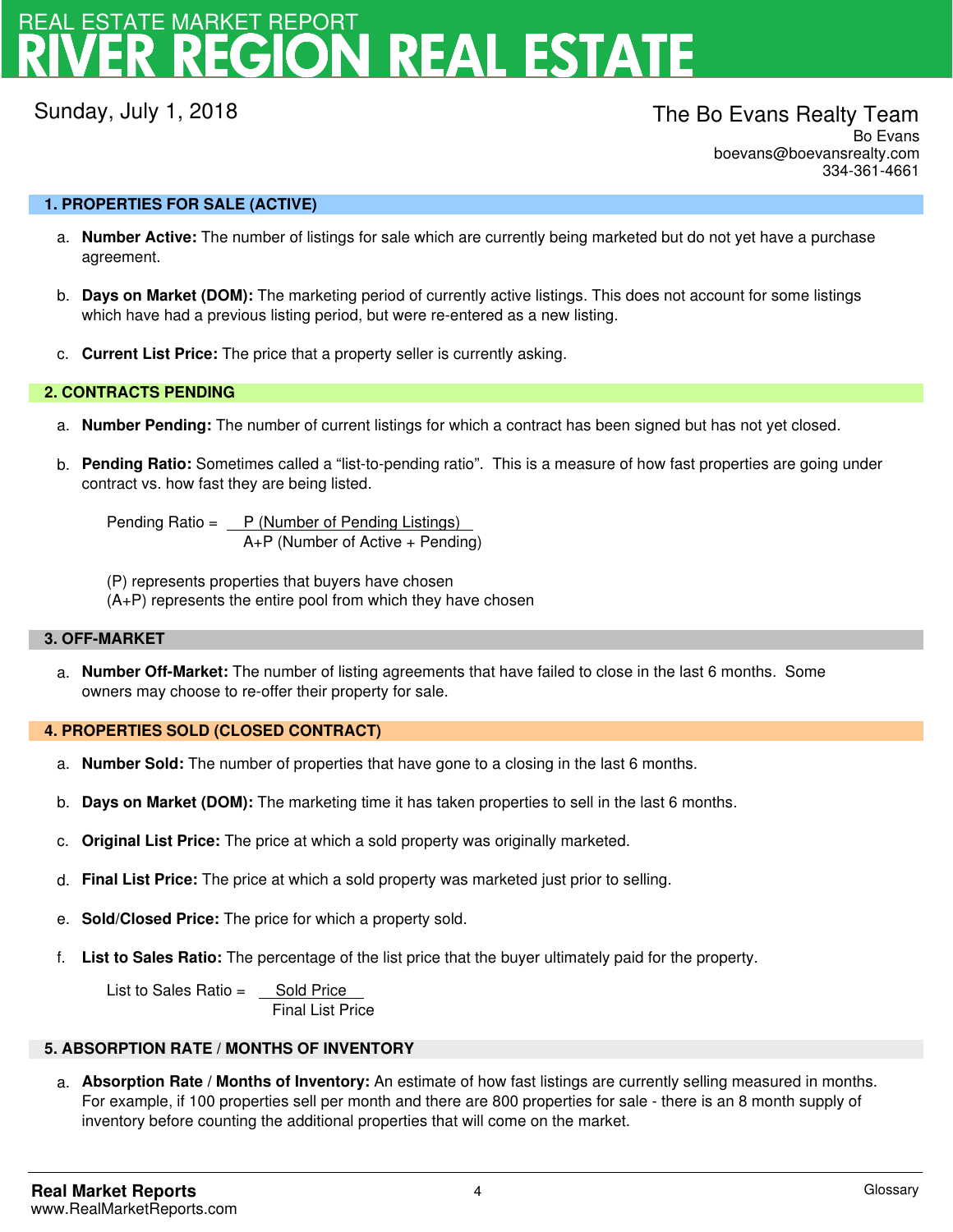REAL ESTATE MARKET REPORT

# RIVER REGION REAL ESTATE

Sunday, July 1, 2018

The Bo Evans Realty Team
Bo Evans
boevans@boevansrealty.com
334-361-4661

## 1. PROPERTIES FOR SALE (ACTIVE)

a. **Number Active:** The number of listings for sale which are currently being marketed but do not yet have a purchase agreement.

b. **Days on Market (DOM):** The marketing period of currently active listings. This does not account for some listings which have had a previous listing period, but were re-entered as a new listing.

c. **Current List Price:** The price that a property seller is currently asking.

## 2. CONTRACTS PENDING

a. **Number Pending:** The number of current listings for which a contract has been signed but has not yet closed.

b. **Pending Ratio:** Sometimes called a "list-to-pending ratio". This is a measure of how fast properties are going under contract vs. how fast they are being listed.

$$\text{Pending Ratio} = \frac{\text{P (Number of Pending Listings)}}{\text{A+P (Number of Active + Pending)}}$$

(P) represents properties that buyers have chosen
(A+P) represents the entire pool from which they have chosen

## 3. OFF-MARKET

a. **Number Off-Market:** The number of listing agreements that have failed to close in the last 6 months. Some owners may choose to re-offer their property for sale.

## 4. PROPERTIES SOLD (CLOSED CONTRACT)

a. **Number Sold:** The number of properties that have gone to a closing in the last 6 months.

b. **Days on Market (DOM):** The marketing time it has taken properties to sell in the last 6 months.

c. **Original List Price:** The price at which a sold property was originally marketed.

d. **Final List Price:** The price at which a sold property was marketed just prior to selling.

e. **Sold/Closed Price:** The price for which a property sold.

f. **List to Sales Ratio:** The percentage of the list price that the buyer ultimately paid for the property.

$$\text{List to Sales Ratio} = \frac{\text{Sold Price}}{\text{Final List Price}}$$

## 5. ABSORPTION RATE / MONTHS OF INVENTORY

a. **Absorption Rate / Months of Inventory:** An estimate of how fast listings are currently selling measured in months. For example, if 100 properties sell per month and there are 800 properties for sale - there is an 8 month supply of inventory before counting the additional properties that will come on the market.